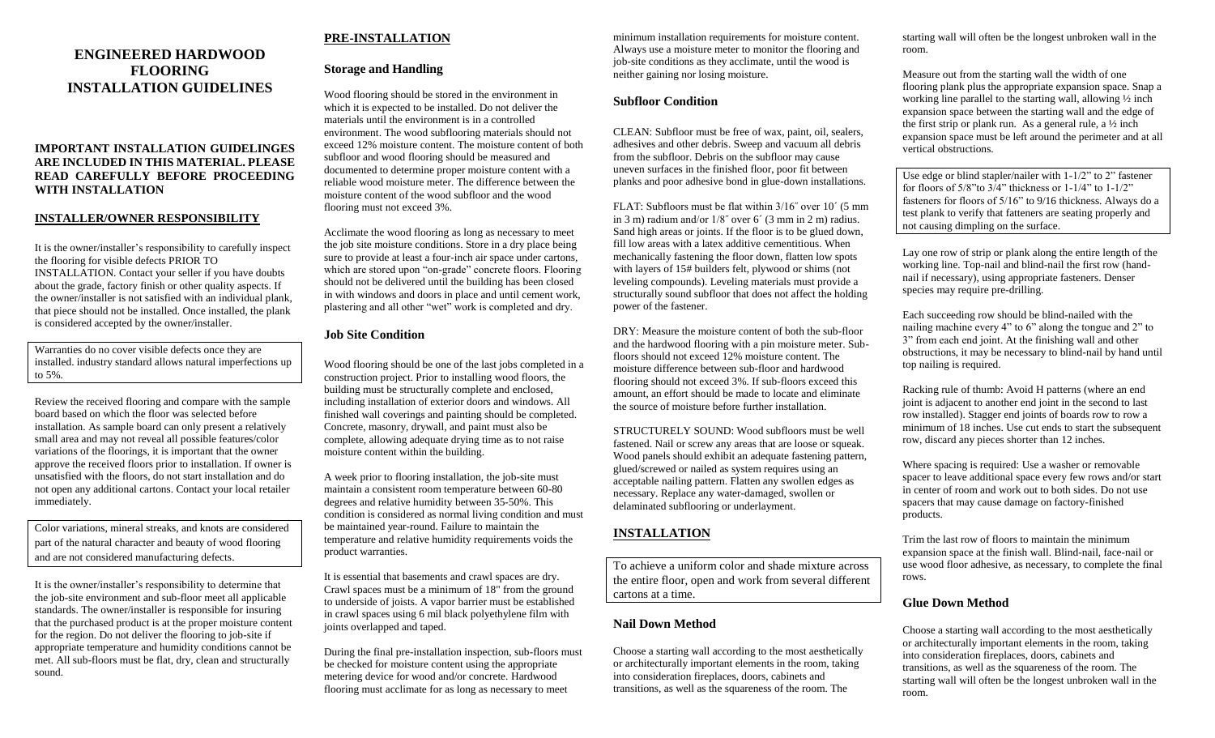# ENGINEERED HARDWOOD FLOORING INSTALLATION GUIDELINES

**IMPORTANT INSTALLATION GUIDELINGES ARE INCLUDED IN THIS MATERIAL. PLEASE READ CAREFULLY BEFORE PROCEEDING WITH INSTALLATION**

## INSTALLER/OWNER RESPONSIBILITY

It is the owner/installer's responsibility to carefully inspect the flooring for visible defects PRIOR TO INSTALLATION. Contact your seller if you have doubts about the grade, factory finish or other quality aspects. If the owner/installer is not satisfied with an individual plank, that piece should not be installed. Once installed, the plank is considered accepted by the owner/installer.

Warranties do no cover visible defects once they are installed. industry standard allows natural imperfections up to 5%.

Review the received flooring and compare with the sample board based on which the floor was selected before installation. As sample board can only present a relatively small area and may not reveal all possible features/color variations of the floorings, it is important that the owner approve the received floors prior to installation. If owner is unsatisfied with the floors, do not start installation and do not open any additional cartons. Contact your local retailer immediately.

Color variations, mineral streaks, and knots are considered part of the natural character and beauty of wood flooring and are not considered manufacturing defects.

It is the owner/installer's responsibility to determine that the job-site environment and sub-floor meet all applicable standards. The owner/installer is responsible for insuring that the purchased product is at the proper moisture content for the region. Do not deliver the flooring to job-site if appropriate temperature and humidity conditions cannot be met. All sub-floors must be flat, dry, clean and structurally sound.

## PRE-INSTALLATION

### Storage and Handling

Wood flooring should be stored in the environment in which it is expected to be installed. Do not deliver the materials until the environment is in a controlled environment. The wood subflooring materials should not exceed 12% moisture content. The moisture content of both subfloor and wood flooring should be measured and documented to determine proper moisture content with a reliable wood moisture meter. The difference between the moisture content of the wood subfloor and the wood flooring must not exceed 3%.

Acclimate the wood flooring as long as necessary to meet the job site moisture conditions. Store in a dry place being sure to provide at least a four-inch air space under cartons, which are stored upon "on-grade" concrete floors. Flooring should not be delivered until the building has been closed in with windows and doors in place and until cement work, plastering and all other "wet" work is completed and dry.

### Job Site Condition

Wood flooring should be one of the last jobs completed in a construction project. Prior to installing wood floors, the building must be structurally complete and enclosed, including installation of exterior doors and windows. All finished wall coverings and painting should be completed. Concrete, masonry, drywall, and paint must also be complete, allowing adequate drying time as to not raise moisture content within the building.

A week prior to flooring installation, the job-site must maintain a consistent room temperature between 60-80 degrees and relative humidity between 35-50%. This condition is considered as normal living condition and must be maintained year-round. Failure to maintain the temperature and relative humidity requirements voids the product warranties.

It is essential that basements and crawl spaces are dry. Crawl spaces must be a minimum of 18" from the ground to underside of joists. A vapor barrier must be established in crawl spaces using 6 mil black polyethylene film with joints overlapped and taped.

During the final pre-installation inspection, sub-floors must be checked for moisture content using the appropriate metering device for wood and/or concrete. Hardwood flooring must acclimate for as long as necessary to meet minimum installation requirements for moisture content. Always use a moisture meter to monitor the flooring and job-site conditions as they acclimate, until the wood is neither gaining nor losing moisture.

### Subfloor Condition

CLEAN: Subfloor must be free of wax, paint, oil, sealers, adhesives and other debris. Sweep and vacuum all debris from the subfloor. Debris on the subfloor may cause uneven surfaces in the finished floor, poor fit between planks and poor adhesive bond in glue-down installations.

FLAT: Subfloors must be flat within 3/16˝ over 10´ (5 mm in 3 m) radium and/or 1/8˝ over 6´ (3 mm in 2 m) radius. Sand high areas or joints. If the floor is to be glued down, fill low areas with a latex additive cementitious. When mechanically fastening the floor down, flatten low spots with layers of 15# builders felt, plywood or shims (not leveling compounds). Leveling materials must provide a structurally sound subfloor that does not affect the holding power of the fastener.

DRY: Measure the moisture content of both the sub-floor and the hardwood flooring with a pin moisture meter. Sub-floors should not exceed 12% moisture content. The moisture difference between sub-floor and hardwood flooring should not exceed 3%. If sub-floors exceed this amount, an effort should be made to locate and eliminate the source of moisture before further installation.

STRUCTURELY SOUND: Wood subfloors must be well fastened. Nail or screw any areas that are loose or squeak. Wood panels should exhibit an adequate fastening pattern, glued/screwed or nailed as system requires using an acceptable nailing pattern. Flatten any swollen edges as necessary. Replace any water-damaged, swollen or delaminated subflooring or underlayment.

## INSTALLATION

To achieve a uniform color and shade mixture across the entire floor, open and work from several different cartons at a time.

### Nail Down Method

Choose a starting wall according to the most aesthetically or architecturally important elements in the room, taking into consideration fireplaces, doors, cabinets and transitions, as well as the squareness of the room. The starting wall will often be the longest unbroken wall in the room.

Measure out from the starting wall the width of one flooring plank plus the appropriate expansion space. Snap a working line parallel to the starting wall, allowing ½ inch expansion space between the starting wall and the edge of the first strip or plank run. As a general rule, a ½ inch expansion space must be left around the perimeter and at all vertical obstructions.

Use edge or blind stapler/nailer with 1-1/2" to 2" fastener for floors of 5/8"to 3/4" thickness or 1-1/4" to 1-1/2" fasteners for floors of 5/16" to 9/16 thickness. Always do a test plank to verify that fatteners are seating properly and not causing dimpling on the surface.

Lay one row of strip or plank along the entire length of the working line. Top-nail and blind-nail the first row (hand-nail if necessary), using appropriate fasteners. Denser species may require pre-drilling.

Each succeeding row should be blind-nailed with the nailing machine every 4" to 6" along the tongue and 2" to 3" from each end joint. At the finishing wall and other obstructions, it may be necessary to blind-nail by hand until top nailing is required.

Racking rule of thumb: Avoid H patterns (where an end joint is adjacent to another end joint in the second to last row installed). Stagger end joints of boards row to row a minimum of 18 inches. Use cut ends to start the subsequent row, discard any pieces shorter than 12 inches.

Where spacing is required: Use a washer or removable spacer to leave additional space every few rows and/or start in center of room and work out to both sides. Do not use spacers that may cause damage on factory-finished products.

Trim the last row of floors to maintain the minimum expansion space at the finish wall. Blind-nail, face-nail or use wood floor adhesive, as necessary, to complete the final rows.

### Glue Down Method

Choose a starting wall according to the most aesthetically or architecturally important elements in the room, taking into consideration fireplaces, doors, cabinets and transitions, as well as the squareness of the room. The starting wall will often be the longest unbroken wall in the room.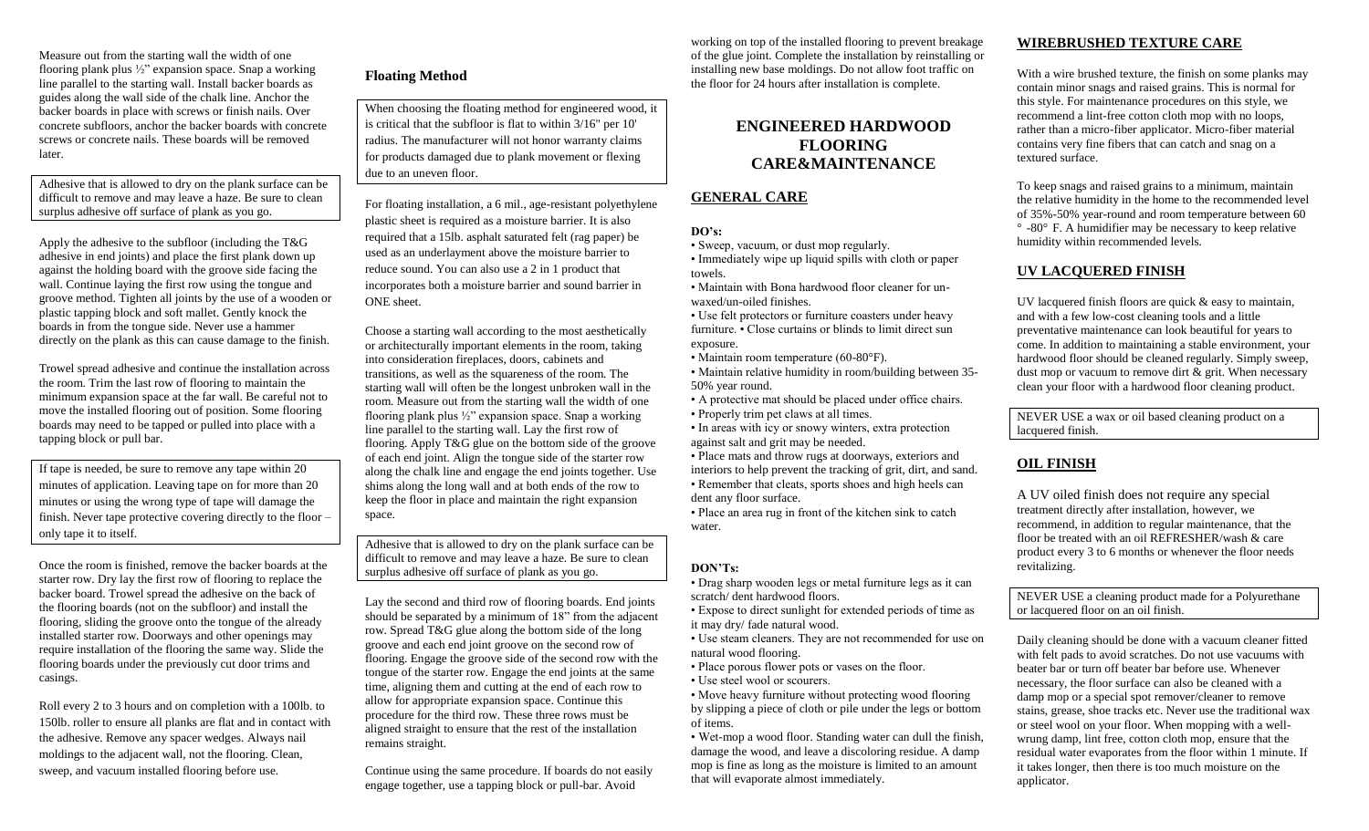Measure out from the starting wall the width of one flooring plank plus ½" expansion space. Snap a working line parallel to the starting wall. Install backer boards as guides along the wall side of the chalk line. Anchor the backer boards in place with screws or finish nails. Over concrete subfloors, anchor the backer boards with concrete screws or concrete nails. These boards will be removed later.

Adhesive that is allowed to dry on the plank surface can be difficult to remove and may leave a haze. Be sure to clean surplus adhesive off surface of plank as you go.

Apply the adhesive to the subfloor (including the T&G adhesive in end joints) and place the first plank down up against the holding board with the groove side facing the wall. Continue laying the first row using the tongue and groove method. Tighten all joints by the use of a wooden or plastic tapping block and soft mallet. Gently knock the boards in from the tongue side. Never use a hammer directly on the plank as this can cause damage to the finish.

Trowel spread adhesive and continue the installation across the room. Trim the last row of flooring to maintain the minimum expansion space at the far wall. Be careful not to move the installed flooring out of position. Some flooring boards may need to be tapped or pulled into place with a tapping block or pull bar.

If tape is needed, be sure to remove any tape within 20 minutes of application. Leaving tape on for more than 20 minutes or using the wrong type of tape will damage the finish. Never tape protective covering directly to the floor – only tape it to itself.

Once the room is finished, remove the backer boards at the starter row. Dry lay the first row of flooring to replace the backer board. Trowel spread the adhesive on the back of the flooring boards (not on the subfloor) and install the flooring, sliding the groove onto the tongue of the already installed starter row. Doorways and other openings may require installation of the flooring the same way. Slide the flooring boards under the previously cut door trims and casings.

Roll every 2 to 3 hours and on completion with a 100lb. to 150lb. roller to ensure all planks are flat and in contact with the adhesive. Remove any spacer wedges. Always nail moldings to the adjacent wall, not the flooring. Clean, sweep, and vacuum installed flooring before use.

### Floating Method

When choosing the floating method for engineered wood, it is critical that the subfloor is flat to within 3/16" per 10' radius. The manufacturer will not honor warranty claims for products damaged due to plank movement or flexing due to an uneven floor.

For floating installation, a 6 mil., age-resistant polyethylene plastic sheet is required as a moisture barrier. It is also required that a 15lb. asphalt saturated felt (rag paper) be used as an underlayment above the moisture barrier to reduce sound. You can also use a 2 in 1 product that incorporates both a moisture barrier and sound barrier in ONE sheet.

Choose a starting wall according to the most aesthetically or architecturally important elements in the room, taking into consideration fireplaces, doors, cabinets and transitions, as well as the squareness of the room. The starting wall will often be the longest unbroken wall in the room. Measure out from the starting wall the width of one flooring plank plus ½" expansion space. Snap a working line parallel to the starting wall. Lay the first row of flooring. Apply T&G glue on the bottom side of the groove of each end joint. Align the tongue side of the starter row along the chalk line and engage the end joints together. Use shims along the long wall and at both ends of the row to keep the floor in place and maintain the right expansion space.

Adhesive that is allowed to dry on the plank surface can be difficult to remove and may leave a haze. Be sure to clean surplus adhesive off surface of plank as you go.

Lay the second and third row of flooring boards. End joints should be separated by a minimum of 18" from the adjacent row. Spread T&G glue along the bottom side of the long groove and each end joint groove on the second row of flooring. Engage the groove side of the second row with the tongue of the starter row. Engage the end joints at the same time, aligning them and cutting at the end of each row to allow for appropriate expansion space. Continue this procedure for the third row. These three rows must be aligned straight to ensure that the rest of the installation remains straight.

Continue using the same procedure. If boards do not easily engage together, use a tapping block or pull-bar. Avoid working on top of the installed flooring to prevent breakage of the glue joint. Complete the installation by reinstalling or installing new base moldings. Do not allow foot traffic on the floor for 24 hours after installation is complete.

# ENGINEERED HARDWOOD FLOORING CARE&MAINTENANCE

## GENERAL CARE

**DO's:**

- Sweep, vacuum, or dust mop regularly.
- Immediately wipe up liquid spills with cloth or paper towels.
- Maintain with Bona hardwood floor cleaner for un-waxed/un-oiled finishes.
- Use felt protectors or furniture coasters under heavy furniture.
- Close curtains or blinds to limit direct sun exposure.
- Maintain room temperature (60-80°F).
- Maintain relative humidity in room/building between 35-50% year round.
- A protective mat should be placed under office chairs.
- Properly trim pet claws at all times.
- In areas with icy or snowy winters, extra protection against salt and grit may be needed.
- Place mats and throw rugs at doorways, exteriors and interiors to help prevent the tracking of grit, dirt, and sand.
- Remember that cleats, sports shoes and high heels can dent any floor surface.
- Place an area rug in front of the kitchen sink to catch water.

**DON'Ts:**

- Drag sharp wooden legs or metal furniture legs as it can scratch/ dent hardwood floors.
- Expose to direct sunlight for extended periods of time as it may dry/ fade natural wood.
- Use steam cleaners. They are not recommended for use on natural wood flooring.
- Place porous flower pots or vases on the floor.
- Use steel wool or scourers.
- Move heavy furniture without protecting wood flooring by slipping a piece of cloth or pile under the legs or bottom of items.
- Wet-mop a wood floor. Standing water can dull the finish, damage the wood, and leave a discoloring residue. A damp mop is fine as long as the moisture is limited to an amount that will evaporate almost immediately.

## WIREBRUSHED TEXTURE CARE

With a wire brushed texture, the finish on some planks may contain minor snags and raised grains. This is normal for this style. For maintenance procedures on this style, we recommend a lint-free cotton cloth mop with no loops, rather than a micro-fiber applicator. Micro-fiber material contains very fine fibers that can catch and snag on a textured surface.

To keep snags and raised grains to a minimum, maintain the relative humidity in the home to the recommended level of 35%-50% year-round and room temperature between 60 ° -80° F. A humidifier may be necessary to keep relative humidity within recommended levels.

## UV LACQUERED FINISH

UV lacquered finish floors are quick & easy to maintain, and with a few low-cost cleaning tools and a little preventative maintenance can look beautiful for years to come. In addition to maintaining a stable environment, your hardwood floor should be cleaned regularly. Simply sweep, dust mop or vacuum to remove dirt & grit. When necessary clean your floor with a hardwood floor cleaning product.

NEVER USE a wax or oil based cleaning product on a lacquered finish.

## OIL FINISH

A UV oiled finish does not require any special treatment directly after installation, however, we recommend, in addition to regular maintenance, that the floor be treated with an oil REFRESHER/wash & care product every 3 to 6 months or whenever the floor needs revitalizing.

NEVER USE a cleaning product made for a Polyurethane or lacquered floor on an oil finish.

Daily cleaning should be done with a vacuum cleaner fitted with felt pads to avoid scratches. Do not use vacuums with beater bar or turn off beater bar before use. Whenever necessary, the floor surface can also be cleaned with a damp mop or a special spot remover/cleaner to remove stains, grease, shoe tracks etc. Never use the traditional wax or steel wool on your floor. When mopping with a well-wrung damp, lint free, cotton cloth mop, ensure that the residual water evaporates from the floor within 1 minute. If it takes longer, then there is too much moisture on the applicator.